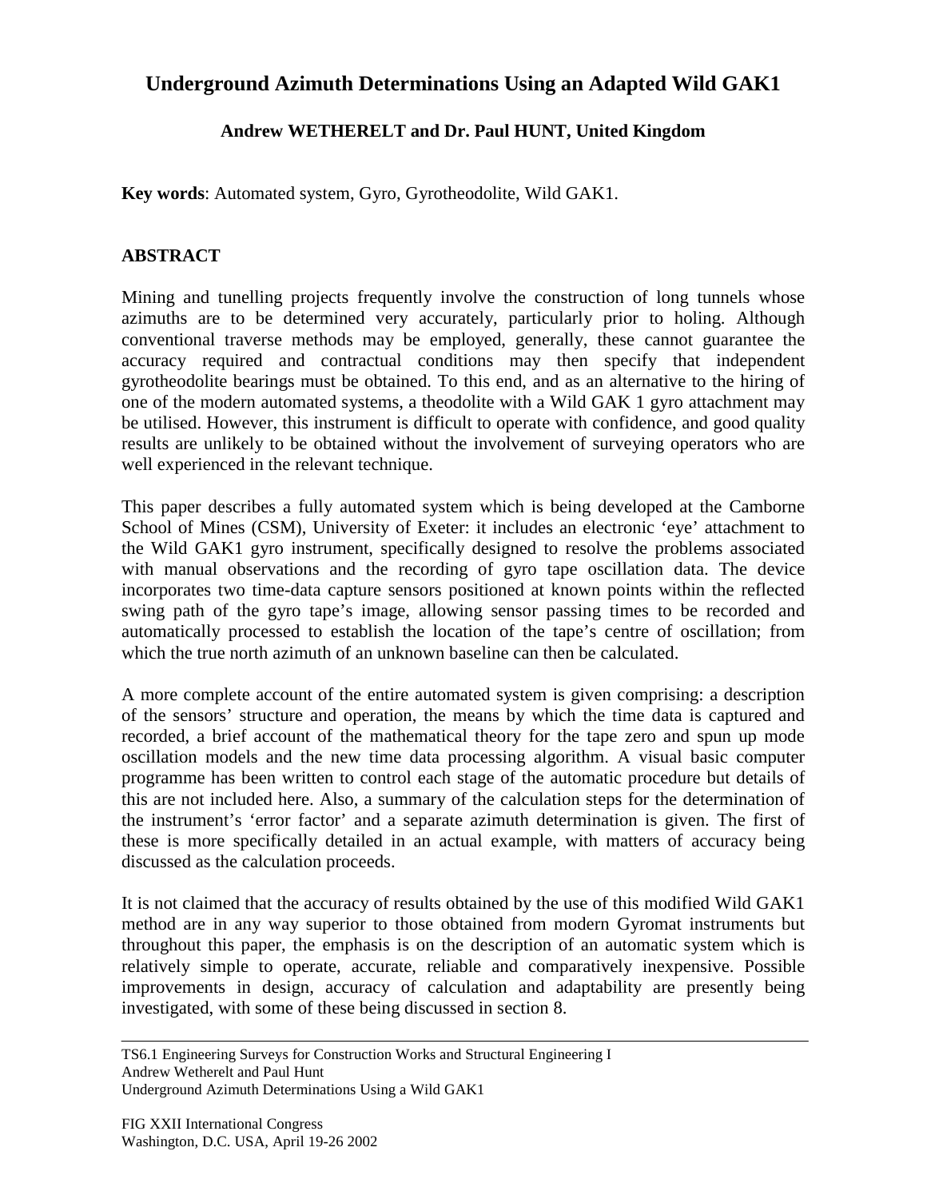# Underground Azimuth Determinations Using an Adapted Wild GAK1

**Andrew WETHERELT and Dr. Paul HUNT, United Kingdom**

**Key words**: Automated system, Gyro, Gyrotheodolite, Wild GAK1.

## ABSTRACT

Mining and tunelling projects frequently involve the construction of long tunnels whose azimuths are to be determined very accurately, particularly prior to holing. Although conventional traverse methods may be employed, generally, these cannot guarantee the accuracy required and contractual conditions may then specify that independent gyrotheodolite bearings must be obtained. To this end, and as an alternative to the hiring of one of the modern automated systems, a theodolite with a Wild GAK 1 gyro attachment may be utilised. However, this instrument is difficult to operate with confidence, and good quality results are unlikely to be obtained without the involvement of surveying operators who are well experienced in the relevant technique.

This paper describes a fully automated system which is being developed at the Camborne School of Mines (CSM), University of Exeter: it includes an electronic 'eye' attachment to the Wild GAK1 gyro instrument, specifically designed to resolve the problems associated with manual observations and the recording of gyro tape oscillation data. The device incorporates two time-data capture sensors positioned at known points within the reflected swing path of the gyro tape's image, allowing sensor passing times to be recorded and automatically processed to establish the location of the tape's centre of oscillation; from which the true north azimuth of an unknown baseline can then be calculated.

A more complete account of the entire automated system is given comprising: a description of the sensors' structure and operation, the means by which the time data is captured and recorded, a brief account of the mathematical theory for the tape zero and spun up mode oscillation models and the new time data processing algorithm. A visual basic computer programme has been written to control each stage of the automatic procedure but details of this are not included here. Also, a summary of the calculation steps for the determination of the instrument's 'error factor' and a separate azimuth determination is given. The first of these is more specifically detailed in an actual example, with matters of accuracy being discussed as the calculation proceeds.

It is not claimed that the accuracy of results obtained by the use of this modified Wild GAK1 method are in any way superior to those obtained from modern Gyromat instruments but throughout this paper, the emphasis is on the description of an automatic system which is relatively simple to operate, accurate, reliable and comparatively inexpensive. Possible improvements in design, accuracy of calculation and adaptability are presently being investigated, with some of these being discussed in section 8.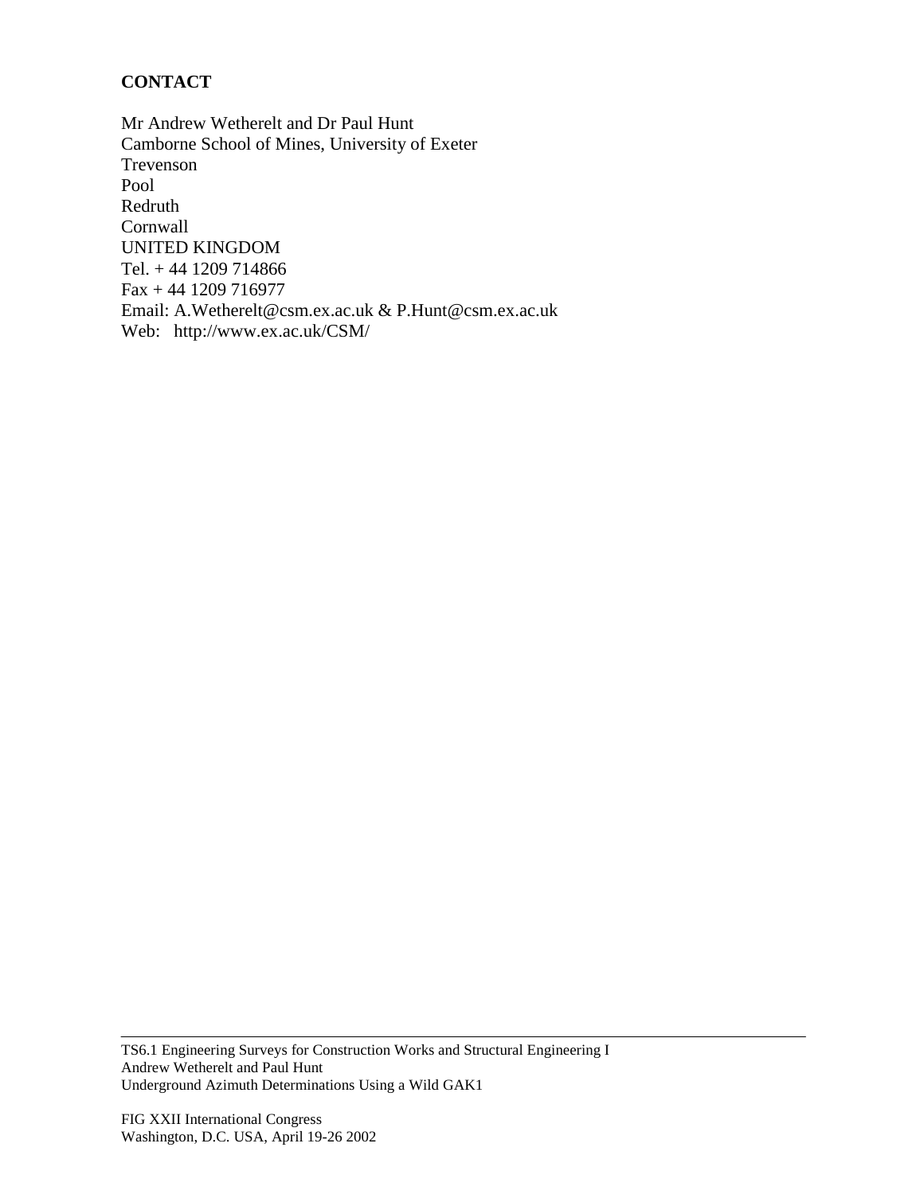## CONTACT

Mr Andrew Wetherelt and Dr Paul Hunt
Camborne School of Mines, University of Exeter
Trevenson
Pool
Redruth
Cornwall
UNITED KINGDOM
Tel. + 44 1209 714866
Fax + 44 1209 716977
Email: A.Wetherelt@csm.ex.ac.uk & P.Hunt@csm.ex.ac.uk
Web: http://www.ex.ac.uk/CSM/